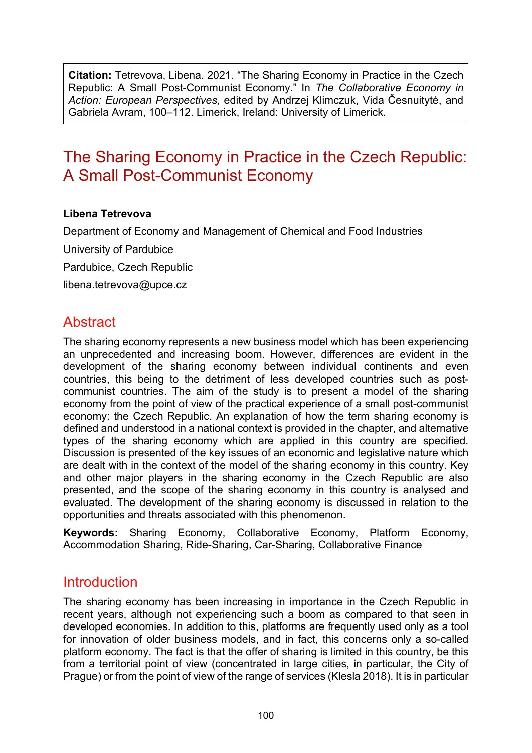**Citation:** Tetrevova, Libena. 2021. "The Sharing Economy in Practice in the Czech Republic: A Small Post-Communist Economy." In *The Collaborative Economy in Action: European Perspectives*, edited by Andrzej Klimczuk, Vida Česnuitytė, and Gabriela Avram, 100–112. Limerick, Ireland: University of Limerick.

# The Sharing Economy in Practice in the Czech Republic: A Small Post-Communist Economy

**Libena Tetrevova**

Department of Economy and Management of Chemical and Food Industries

University of Pardubice

Pardubice, Czech Republic

libena.tetrevova@upce.cz

## Abstract

The sharing economy represents a new business model which has been experiencing an unprecedented and increasing boom. However, differences are evident in the development of the sharing economy between individual continents and even countries, this being to the detriment of less developed countries such as post-communist countries. The aim of the study is to present a model of the sharing economy from the point of view of the practical experience of a small post-communist economy: the Czech Republic. An explanation of how the term sharing economy is defined and understood in a national context is provided in the chapter, and alternative types of the sharing economy which are applied in this country are specified. Discussion is presented of the key issues of an economic and legislative nature which are dealt with in the context of the model of the sharing economy in this country. Key and other major players in the sharing economy in the Czech Republic are also presented, and the scope of the sharing economy in this country is analysed and evaluated. The development of the sharing economy is discussed in relation to the opportunities and threats associated with this phenomenon.

**Keywords:** Sharing Economy, Collaborative Economy, Platform Economy, Accommodation Sharing, Ride-Sharing, Car-Sharing, Collaborative Finance

## Introduction

The sharing economy has been increasing in importance in the Czech Republic in recent years, although not experiencing such a boom as compared to that seen in developed economies. In addition to this, platforms are frequently used only as a tool for innovation of older business models, and in fact, this concerns only a so-called platform economy. The fact is that the offer of sharing is limited in this country, be this from a territorial point of view (concentrated in large cities, in particular, the City of Prague) or from the point of view of the range of services (Klesla 2018). It is in particular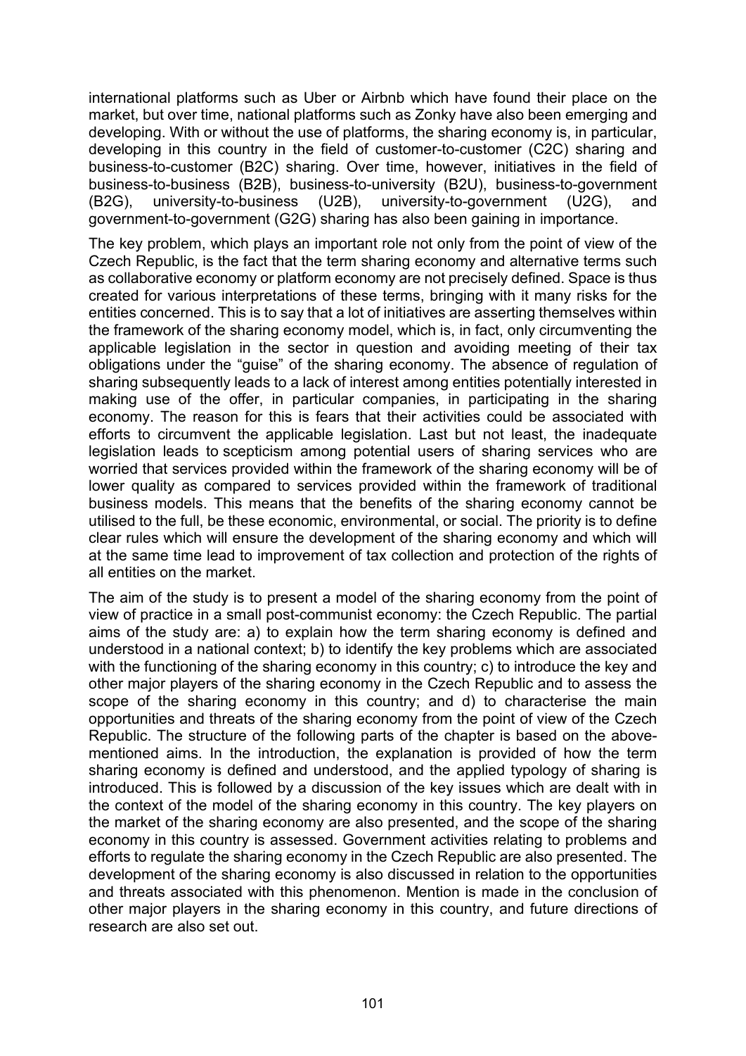international platforms such as Uber or Airbnb which have found their place on the market, but over time, national platforms such as Zonky have also been emerging and developing. With or without the use of platforms, the sharing economy is, in particular, developing in this country in the field of customer-to-customer (C2C) sharing and business-to-customer (B2C) sharing. Over time, however, initiatives in the field of business-to-business (B2B), business-to-university (B2U), business-to-government (B2G), university-to-business (U2B), university-to-government (U2G), and government-to-government (G2G) sharing has also been gaining in importance.

The key problem, which plays an important role not only from the point of view of the Czech Republic, is the fact that the term sharing economy and alternative terms such as collaborative economy or platform economy are not precisely defined. Space is thus created for various interpretations of these terms, bringing with it many risks for the entities concerned. This is to say that a lot of initiatives are asserting themselves within the framework of the sharing economy model, which is, in fact, only circumventing the applicable legislation in the sector in question and avoiding meeting of their tax obligations under the "guise" of the sharing economy. The absence of regulation of sharing subsequently leads to a lack of interest among entities potentially interested in making use of the offer, in particular companies, in participating in the sharing economy. The reason for this is fears that their activities could be associated with efforts to circumvent the applicable legislation. Last but not least, the inadequate legislation leads to scepticism among potential users of sharing services who are worried that services provided within the framework of the sharing economy will be of lower quality as compared to services provided within the framework of traditional business models. This means that the benefits of the sharing economy cannot be utilised to the full, be these economic, environmental, or social. The priority is to define clear rules which will ensure the development of the sharing economy and which will at the same time lead to improvement of tax collection and protection of the rights of all entities on the market.

The aim of the study is to present a model of the sharing economy from the point of view of practice in a small post-communist economy: the Czech Republic. The partial aims of the study are: a) to explain how the term sharing economy is defined and understood in a national context; b) to identify the key problems which are associated with the functioning of the sharing economy in this country; c) to introduce the key and other major players of the sharing economy in the Czech Republic and to assess the scope of the sharing economy in this country; and d) to characterise the main opportunities and threats of the sharing economy from the point of view of the Czech Republic. The structure of the following parts of the chapter is based on the above-mentioned aims. In the introduction, the explanation is provided of how the term sharing economy is defined and understood, and the applied typology of sharing is introduced. This is followed by a discussion of the key issues which are dealt with in the context of the model of the sharing economy in this country. The key players on the market of the sharing economy are also presented, and the scope of the sharing economy in this country is assessed. Government activities relating to problems and efforts to regulate the sharing economy in the Czech Republic are also presented. The development of the sharing economy is also discussed in relation to the opportunities and threats associated with this phenomenon. Mention is made in the conclusion of other major players in the sharing economy in this country, and future directions of research are also set out.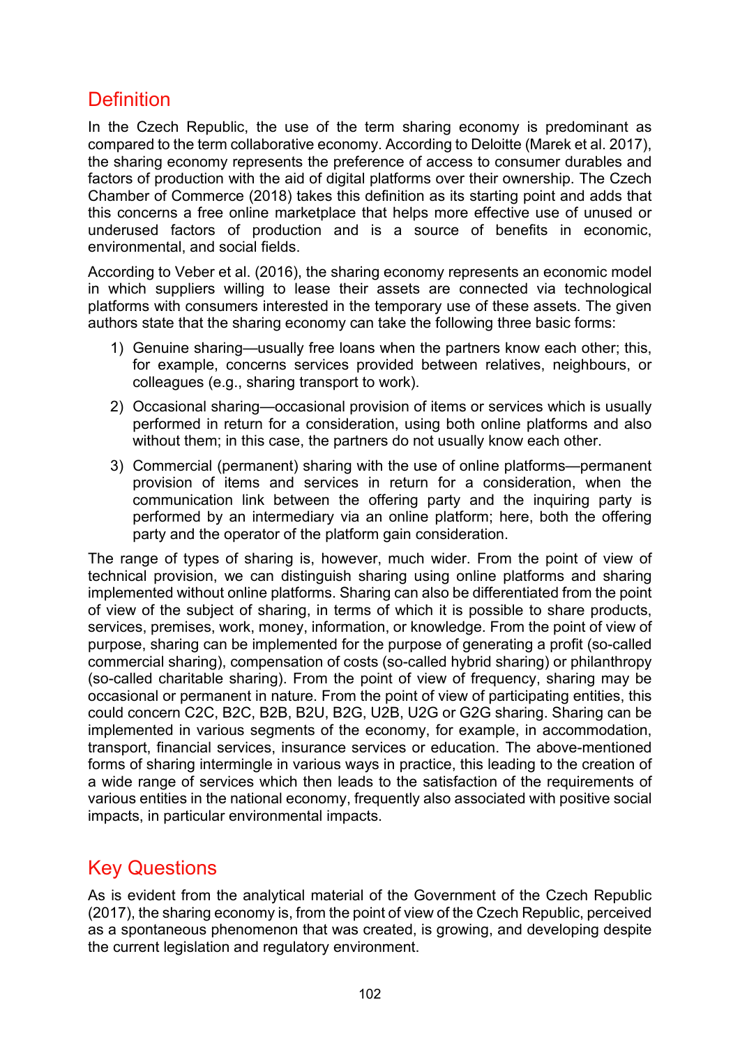## Definition

In the Czech Republic, the use of the term sharing economy is predominant as compared to the term collaborative economy. According to Deloitte (Marek et al. 2017), the sharing economy represents the preference of access to consumer durables and factors of production with the aid of digital platforms over their ownership. The Czech Chamber of Commerce (2018) takes this definition as its starting point and adds that this concerns a free online marketplace that helps more effective use of unused or underused factors of production and is a source of benefits in economic, environmental, and social fields.

According to Veber et al. (2016), the sharing economy represents an economic model in which suppliers willing to lease their assets are connected via technological platforms with consumers interested in the temporary use of these assets. The given authors state that the sharing economy can take the following three basic forms:

1) Genuine sharing—usually free loans when the partners know each other; this, for example, concerns services provided between relatives, neighbours, or colleagues (e.g., sharing transport to work).
2) Occasional sharing—occasional provision of items or services which is usually performed in return for a consideration, using both online platforms and also without them; in this case, the partners do not usually know each other.
3) Commercial (permanent) sharing with the use of online platforms—permanent provision of items and services in return for a consideration, when the communication link between the offering party and the inquiring party is performed by an intermediary via an online platform; here, both the offering party and the operator of the platform gain consideration.

The range of types of sharing is, however, much wider. From the point of view of technical provision, we can distinguish sharing using online platforms and sharing implemented without online platforms. Sharing can also be differentiated from the point of view of the subject of sharing, in terms of which it is possible to share products, services, premises, work, money, information, or knowledge. From the point of view of purpose, sharing can be implemented for the purpose of generating a profit (so-called commercial sharing), compensation of costs (so-called hybrid sharing) or philanthropy (so-called charitable sharing). From the point of view of frequency, sharing may be occasional or permanent in nature. From the point of view of participating entities, this could concern C2C, B2C, B2B, B2U, B2G, U2B, U2G or G2G sharing. Sharing can be implemented in various segments of the economy, for example, in accommodation, transport, financial services, insurance services or education. The above-mentioned forms of sharing intermingle in various ways in practice, this leading to the creation of a wide range of services which then leads to the satisfaction of the requirements of various entities in the national economy, frequently also associated with positive social impacts, in particular environmental impacts.

## Key Questions

As is evident from the analytical material of the Government of the Czech Republic (2017), the sharing economy is, from the point of view of the Czech Republic, perceived as a spontaneous phenomenon that was created, is growing, and developing despite the current legislation and regulatory environment.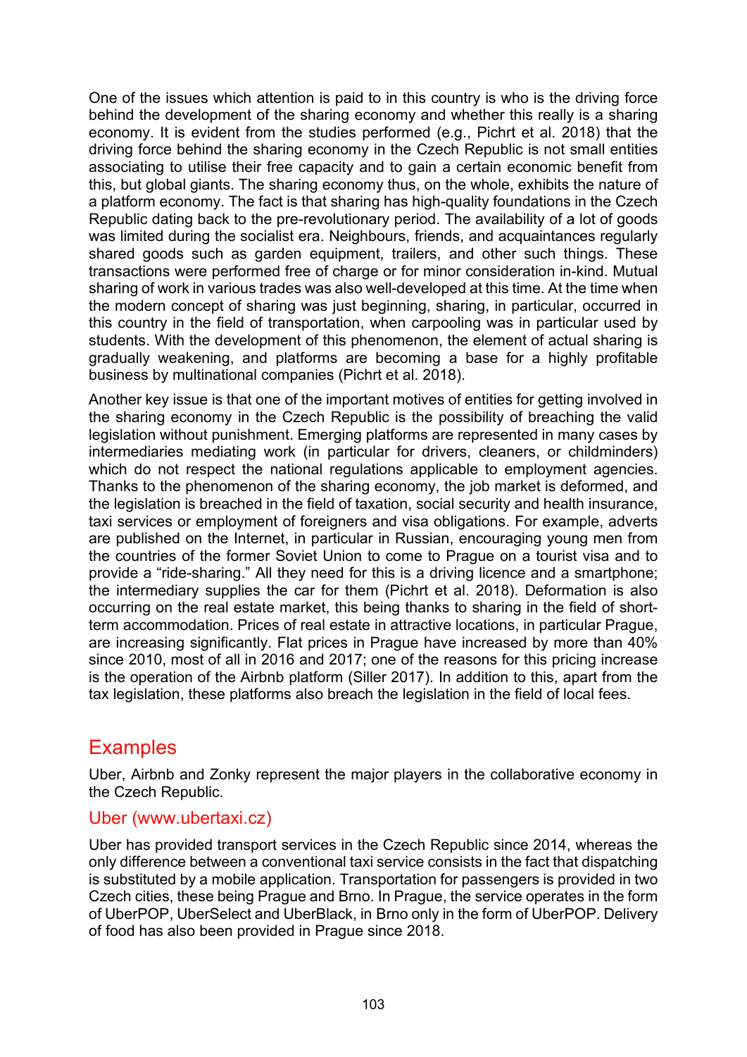One of the issues which attention is paid to in this country is who is the driving force behind the development of the sharing economy and whether this really is a sharing economy. It is evident from the studies performed (e.g., Pichrt et al. 2018) that the driving force behind the sharing economy in the Czech Republic is not small entities associating to utilise their free capacity and to gain a certain economic benefit from this, but global giants. The sharing economy thus, on the whole, exhibits the nature of a platform economy. The fact is that sharing has high-quality foundations in the Czech Republic dating back to the pre-revolutionary period. The availability of a lot of goods was limited during the socialist era. Neighbours, friends, and acquaintances regularly shared goods such as garden equipment, trailers, and other such things. These transactions were performed free of charge or for minor consideration in-kind. Mutual sharing of work in various trades was also well-developed at this time. At the time when the modern concept of sharing was just beginning, sharing, in particular, occurred in this country in the field of transportation, when carpooling was in particular used by students. With the development of this phenomenon, the element of actual sharing is gradually weakening, and platforms are becoming a base for a highly profitable business by multinational companies (Pichrt et al. 2018).

Another key issue is that one of the important motives of entities for getting involved in the sharing economy in the Czech Republic is the possibility of breaching the valid legislation without punishment. Emerging platforms are represented in many cases by intermediaries mediating work (in particular for drivers, cleaners, or childminders) which do not respect the national regulations applicable to employment agencies. Thanks to the phenomenon of the sharing economy, the job market is deformed, and the legislation is breached in the field of taxation, social security and health insurance, taxi services or employment of foreigners and visa obligations. For example, adverts are published on the Internet, in particular in Russian, encouraging young men from the countries of the former Soviet Union to come to Prague on a tourist visa and to provide a "ride-sharing." All they need for this is a driving licence and a smartphone; the intermediary supplies the car for them (Pichrt et al. 2018). Deformation is also occurring on the real estate market, this being thanks to sharing in the field of short-term accommodation. Prices of real estate in attractive locations, in particular Prague, are increasing significantly. Flat prices in Prague have increased by more than 40% since 2010, most of all in 2016 and 2017; one of the reasons for this pricing increase is the operation of the Airbnb platform (Siller 2017). In addition to this, apart from the tax legislation, these platforms also breach the legislation in the field of local fees.

## Examples

Uber, Airbnb and Zonky represent the major players in the collaborative economy in the Czech Republic.

### Uber (www.ubertaxi.cz)

Uber has provided transport services in the Czech Republic since 2014, whereas the only difference between a conventional taxi service consists in the fact that dispatching is substituted by a mobile application. Transportation for passengers is provided in two Czech cities, these being Prague and Brno. In Prague, the service operates in the form of UberPOP, UberSelect and UberBlack, in Brno only in the form of UberPOP. Delivery of food has also been provided in Prague since 2018.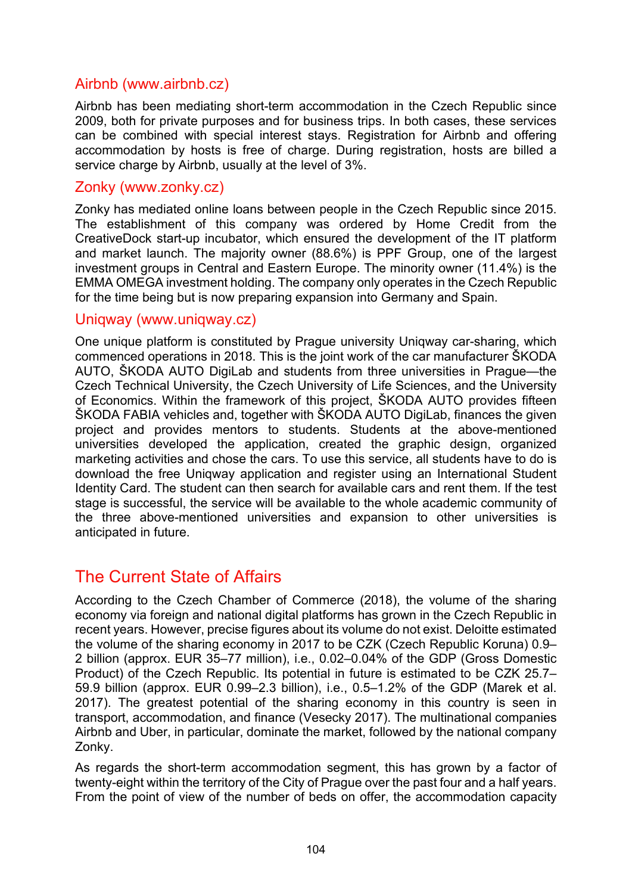### Airbnb (www.airbnb.cz)

Airbnb has been mediating short-term accommodation in the Czech Republic since 2009, both for private purposes and for business trips. In both cases, these services can be combined with special interest stays. Registration for Airbnb and offering accommodation by hosts is free of charge. During registration, hosts are billed a service charge by Airbnb, usually at the level of 3%.

### Zonky (www.zonky.cz)

Zonky has mediated online loans between people in the Czech Republic since 2015. The establishment of this company was ordered by Home Credit from the CreativeDock start-up incubator, which ensured the development of the IT platform and market launch. The majority owner (88.6%) is PPF Group, one of the largest investment groups in Central and Eastern Europe. The minority owner (11.4%) is the EMMA OMEGA investment holding. The company only operates in the Czech Republic for the time being but is now preparing expansion into Germany and Spain.

### Uniqway (www.uniqway.cz)

One unique platform is constituted by Prague university Uniqway car-sharing, which commenced operations in 2018. This is the joint work of the car manufacturer ŠKODA AUTO, ŠKODA AUTO DigiLab and students from three universities in Prague—the Czech Technical University, the Czech University of Life Sciences, and the University of Economics. Within the framework of this project, ŠKODA AUTO provides fifteen ŠKODA FABIA vehicles and, together with ŠKODA AUTO DigiLab, finances the given project and provides mentors to students. Students at the above-mentioned universities developed the application, created the graphic design, organized marketing activities and chose the cars. To use this service, all students have to do is download the free Uniqway application and register using an International Student Identity Card. The student can then search for available cars and rent them. If the test stage is successful, the service will be available to the whole academic community of the three above-mentioned universities and expansion to other universities is anticipated in future.

## The Current State of Affairs

According to the Czech Chamber of Commerce (2018), the volume of the sharing economy via foreign and national digital platforms has grown in the Czech Republic in recent years. However, precise figures about its volume do not exist. Deloitte estimated the volume of the sharing economy in 2017 to be CZK (Czech Republic Koruna) 0.9–2 billion (approx. EUR 35–77 million), i.e., 0.02–0.04% of the GDP (Gross Domestic Product) of the Czech Republic. Its potential in future is estimated to be CZK 25.7–59.9 billion (approx. EUR 0.99–2.3 billion), i.e., 0.5–1.2% of the GDP (Marek et al. 2017). The greatest potential of the sharing economy in this country is seen in transport, accommodation, and finance (Vesecky 2017). The multinational companies Airbnb and Uber, in particular, dominate the market, followed by the national company Zonky.

As regards the short-term accommodation segment, this has grown by a factor of twenty-eight within the territory of the City of Prague over the past four and a half years. From the point of view of the number of beds on offer, the accommodation capacity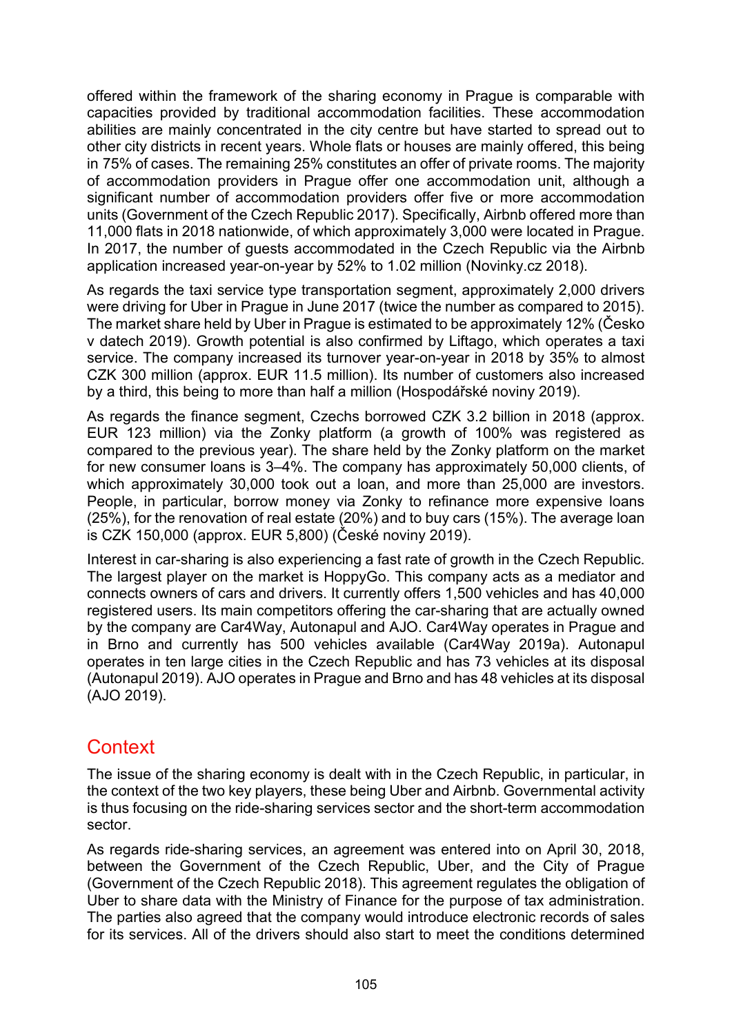offered within the framework of the sharing economy in Prague is comparable with capacities provided by traditional accommodation facilities. These accommodation abilities are mainly concentrated in the city centre but have started to spread out to other city districts in recent years. Whole flats or houses are mainly offered, this being in 75% of cases. The remaining 25% constitutes an offer of private rooms. The majority of accommodation providers in Prague offer one accommodation unit, although a significant number of accommodation providers offer five or more accommodation units (Government of the Czech Republic 2017). Specifically, Airbnb offered more than 11,000 flats in 2018 nationwide, of which approximately 3,000 were located in Prague. In 2017, the number of guests accommodated in the Czech Republic via the Airbnb application increased year-on-year by 52% to 1.02 million (Novinky.cz 2018).

As regards the taxi service type transportation segment, approximately 2,000 drivers were driving for Uber in Prague in June 2017 (twice the number as compared to 2015). The market share held by Uber in Prague is estimated to be approximately 12% (Česko v datech 2019). Growth potential is also confirmed by Liftago, which operates a taxi service. The company increased its turnover year-on-year in 2018 by 35% to almost CZK 300 million (approx. EUR 11.5 million). Its number of customers also increased by a third, this being to more than half a million (Hospodářské noviny 2019).

As regards the finance segment, Czechs borrowed CZK 3.2 billion in 2018 (approx. EUR 123 million) via the Zonky platform (a growth of 100% was registered as compared to the previous year). The share held by the Zonky platform on the market for new consumer loans is 3–4%. The company has approximately 50,000 clients, of which approximately 30,000 took out a loan, and more than 25,000 are investors. People, in particular, borrow money via Zonky to refinance more expensive loans (25%), for the renovation of real estate (20%) and to buy cars (15%). The average loan is CZK 150,000 (approx. EUR 5,800) (České noviny 2019).

Interest in car-sharing is also experiencing a fast rate of growth in the Czech Republic. The largest player on the market is HoppyGo. This company acts as a mediator and connects owners of cars and drivers. It currently offers 1,500 vehicles and has 40,000 registered users. Its main competitors offering the car-sharing that are actually owned by the company are Car4Way, Autonapul and AJO. Car4Way operates in Prague and in Brno and currently has 500 vehicles available (Car4Way 2019a). Autonapul operates in ten large cities in the Czech Republic and has 73 vehicles at its disposal (Autonapul 2019). AJO operates in Prague and Brno and has 48 vehicles at its disposal (AJO 2019).

## Context

The issue of the sharing economy is dealt with in the Czech Republic, in particular, in the context of the two key players, these being Uber and Airbnb. Governmental activity is thus focusing on the ride-sharing services sector and the short-term accommodation sector.

As regards ride-sharing services, an agreement was entered into on April 30, 2018, between the Government of the Czech Republic, Uber, and the City of Prague (Government of the Czech Republic 2018). This agreement regulates the obligation of Uber to share data with the Ministry of Finance for the purpose of tax administration. The parties also agreed that the company would introduce electronic records of sales for its services. All of the drivers should also start to meet the conditions determined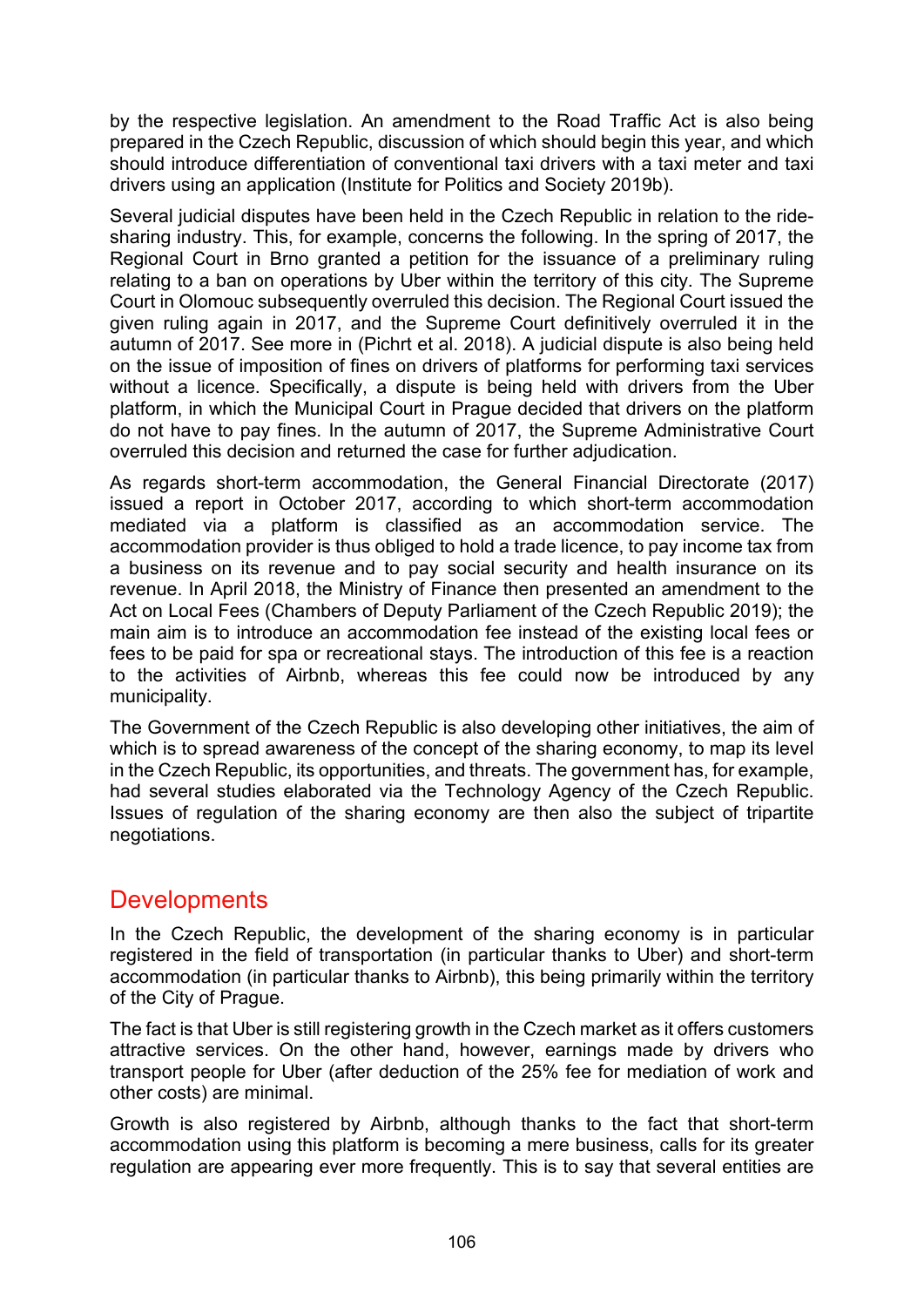by the respective legislation. An amendment to the Road Traffic Act is also being prepared in the Czech Republic, discussion of which should begin this year, and which should introduce differentiation of conventional taxi drivers with a taxi meter and taxi drivers using an application (Institute for Politics and Society 2019b).

Several judicial disputes have been held in the Czech Republic in relation to the ride-sharing industry. This, for example, concerns the following. In the spring of 2017, the Regional Court in Brno granted a petition for the issuance of a preliminary ruling relating to a ban on operations by Uber within the territory of this city. The Supreme Court in Olomouc subsequently overruled this decision. The Regional Court issued the given ruling again in 2017, and the Supreme Court definitively overruled it in the autumn of 2017. See more in (Pichrt et al. 2018). A judicial dispute is also being held on the issue of imposition of fines on drivers of platforms for performing taxi services without a licence. Specifically, a dispute is being held with drivers from the Uber platform, in which the Municipal Court in Prague decided that drivers on the platform do not have to pay fines. In the autumn of 2017, the Supreme Administrative Court overruled this decision and returned the case for further adjudication.

As regards short-term accommodation, the General Financial Directorate (2017) issued a report in October 2017, according to which short-term accommodation mediated via a platform is classified as an accommodation service. The accommodation provider is thus obliged to hold a trade licence, to pay income tax from a business on its revenue and to pay social security and health insurance on its revenue. In April 2018, the Ministry of Finance then presented an amendment to the Act on Local Fees (Chambers of Deputy Parliament of the Czech Republic 2019); the main aim is to introduce an accommodation fee instead of the existing local fees or fees to be paid for spa or recreational stays. The introduction of this fee is a reaction to the activities of Airbnb, whereas this fee could now be introduced by any municipality.

The Government of the Czech Republic is also developing other initiatives, the aim of which is to spread awareness of the concept of the sharing economy, to map its level in the Czech Republic, its opportunities, and threats. The government has, for example, had several studies elaborated via the Technology Agency of the Czech Republic. Issues of regulation of the sharing economy are then also the subject of tripartite negotiations.

## Developments

In the Czech Republic, the development of the sharing economy is in particular registered in the field of transportation (in particular thanks to Uber) and short-term accommodation (in particular thanks to Airbnb), this being primarily within the territory of the City of Prague.

The fact is that Uber is still registering growth in the Czech market as it offers customers attractive services. On the other hand, however, earnings made by drivers who transport people for Uber (after deduction of the 25% fee for mediation of work and other costs) are minimal.

Growth is also registered by Airbnb, although thanks to the fact that short-term accommodation using this platform is becoming a mere business, calls for its greater regulation are appearing ever more frequently. This is to say that several entities are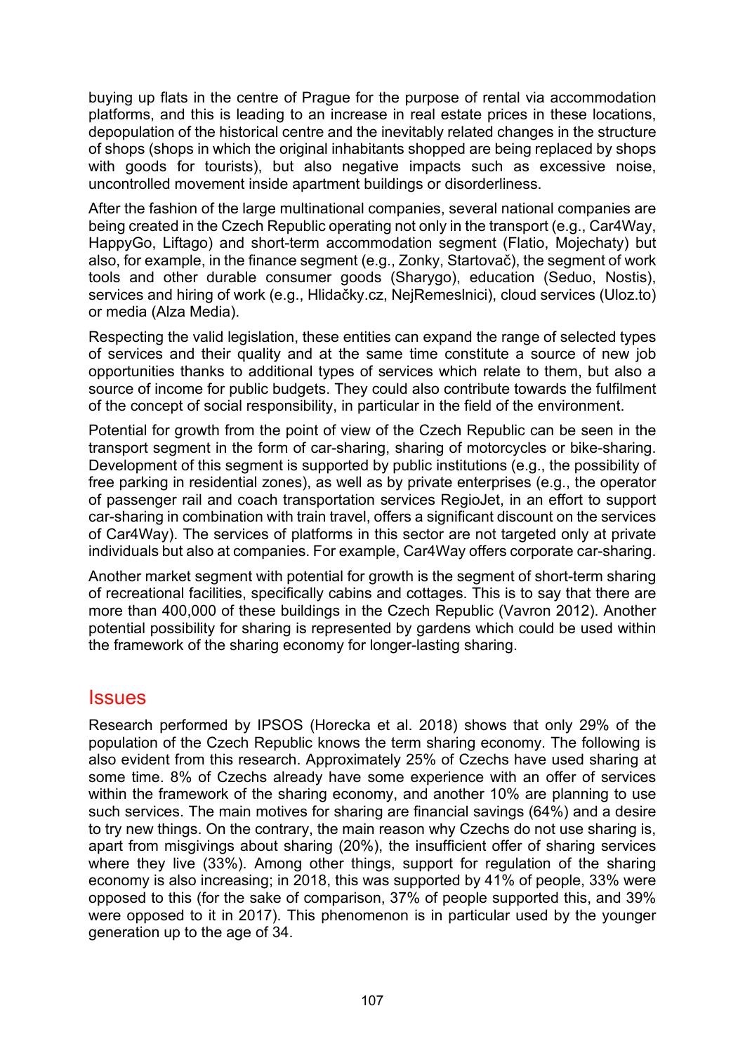buying up flats in the centre of Prague for the purpose of rental via accommodation platforms, and this is leading to an increase in real estate prices in these locations, depopulation of the historical centre and the inevitably related changes in the structure of shops (shops in which the original inhabitants shopped are being replaced by shops with goods for tourists), but also negative impacts such as excessive noise, uncontrolled movement inside apartment buildings or disorderliness.

After the fashion of the large multinational companies, several national companies are being created in the Czech Republic operating not only in the transport (e.g., Car4Way, HappyGo, Liftago) and short-term accommodation segment (Flatio, Mojechaty) but also, for example, in the finance segment (e.g., Zonky, Startovač), the segment of work tools and other durable consumer goods (Sharygo), education (Seduo, Nostis), services and hiring of work (e.g., Hlidačky.cz, NejRemeslnici), cloud services (Uloz.to) or media (Alza Media).

Respecting the valid legislation, these entities can expand the range of selected types of services and their quality and at the same time constitute a source of new job opportunities thanks to additional types of services which relate to them, but also a source of income for public budgets. They could also contribute towards the fulfilment of the concept of social responsibility, in particular in the field of the environment.

Potential for growth from the point of view of the Czech Republic can be seen in the transport segment in the form of car-sharing, sharing of motorcycles or bike-sharing. Development of this segment is supported by public institutions (e.g., the possibility of free parking in residential zones), as well as by private enterprises (e.g., the operator of passenger rail and coach transportation services RegioJet, in an effort to support car-sharing in combination with train travel, offers a significant discount on the services of Car4Way). The services of platforms in this sector are not targeted only at private individuals but also at companies. For example, Car4Way offers corporate car-sharing.

Another market segment with potential for growth is the segment of short-term sharing of recreational facilities, specifically cabins and cottages. This is to say that there are more than 400,000 of these buildings in the Czech Republic (Vavron 2012). Another potential possibility for sharing is represented by gardens which could be used within the framework of the sharing economy for longer-lasting sharing.

## Issues

Research performed by IPSOS (Horecka et al. 2018) shows that only 29% of the population of the Czech Republic knows the term sharing economy. The following is also evident from this research. Approximately 25% of Czechs have used sharing at some time. 8% of Czechs already have some experience with an offer of services within the framework of the sharing economy, and another 10% are planning to use such services. The main motives for sharing are financial savings (64%) and a desire to try new things. On the contrary, the main reason why Czechs do not use sharing is, apart from misgivings about sharing (20%), the insufficient offer of sharing services where they live (33%). Among other things, support for regulation of the sharing economy is also increasing; in 2018, this was supported by 41% of people, 33% were opposed to this (for the sake of comparison, 37% of people supported this, and 39% were opposed to it in 2017). This phenomenon is in particular used by the younger generation up to the age of 34.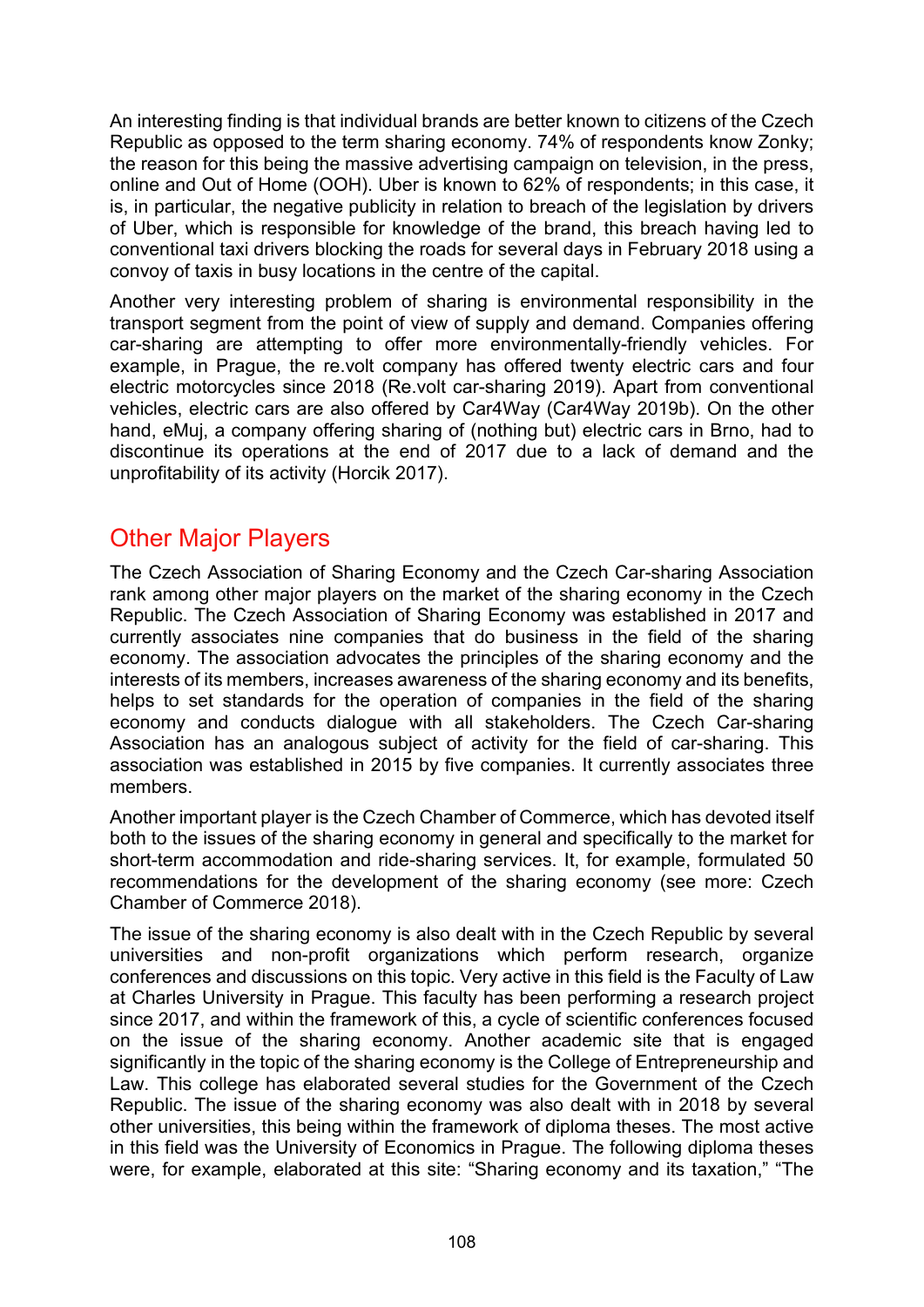An interesting finding is that individual brands are better known to citizens of the Czech Republic as opposed to the term sharing economy. 74% of respondents know Zonky; the reason for this being the massive advertising campaign on television, in the press, online and Out of Home (OOH). Uber is known to 62% of respondents; in this case, it is, in particular, the negative publicity in relation to breach of the legislation by drivers of Uber, which is responsible for knowledge of the brand, this breach having led to conventional taxi drivers blocking the roads for several days in February 2018 using a convoy of taxis in busy locations in the centre of the capital.

Another very interesting problem of sharing is environmental responsibility in the transport segment from the point of view of supply and demand. Companies offering car-sharing are attempting to offer more environmentally-friendly vehicles. For example, in Prague, the re.volt company has offered twenty electric cars and four electric motorcycles since 2018 (Re.volt car-sharing 2019). Apart from conventional vehicles, electric cars are also offered by Car4Way (Car4Way 2019b). On the other hand, eMuj, a company offering sharing of (nothing but) electric cars in Brno, had to discontinue its operations at the end of 2017 due to a lack of demand and the unprofitability of its activity (Horcik 2017).

## Other Major Players

The Czech Association of Sharing Economy and the Czech Car-sharing Association rank among other major players on the market of the sharing economy in the Czech Republic. The Czech Association of Sharing Economy was established in 2017 and currently associates nine companies that do business in the field of the sharing economy. The association advocates the principles of the sharing economy and the interests of its members, increases awareness of the sharing economy and its benefits, helps to set standards for the operation of companies in the field of the sharing economy and conducts dialogue with all stakeholders. The Czech Car-sharing Association has an analogous subject of activity for the field of car-sharing. This association was established in 2015 by five companies. It currently associates three members.

Another important player is the Czech Chamber of Commerce, which has devoted itself both to the issues of the sharing economy in general and specifically to the market for short-term accommodation and ride-sharing services. It, for example, formulated 50 recommendations for the development of the sharing economy (see more: Czech Chamber of Commerce 2018).

The issue of the sharing economy is also dealt with in the Czech Republic by several universities and non-profit organizations which perform research, organize conferences and discussions on this topic. Very active in this field is the Faculty of Law at Charles University in Prague. This faculty has been performing a research project since 2017, and within the framework of this, a cycle of scientific conferences focused on the issue of the sharing economy. Another academic site that is engaged significantly in the topic of the sharing economy is the College of Entrepreneurship and Law. This college has elaborated several studies for the Government of the Czech Republic. The issue of the sharing economy was also dealt with in 2018 by several other universities, this being within the framework of diploma theses. The most active in this field was the University of Economics in Prague. The following diploma theses were, for example, elaborated at this site: "Sharing economy and its taxation," "The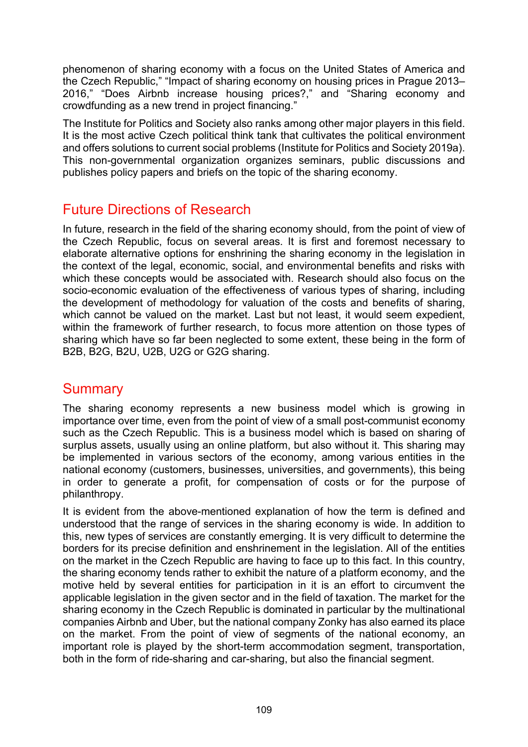phenomenon of sharing economy with a focus on the United States of America and the Czech Republic," "Impact of sharing economy on housing prices in Prague 2013–2016," "Does Airbnb increase housing prices?," and "Sharing economy and crowdfunding as a new trend in project financing."

The Institute for Politics and Society also ranks among other major players in this field. It is the most active Czech political think tank that cultivates the political environment and offers solutions to current social problems (Institute for Politics and Society 2019a). This non-governmental organization organizes seminars, public discussions and publishes policy papers and briefs on the topic of the sharing economy.

## Future Directions of Research

In future, research in the field of the sharing economy should, from the point of view of the Czech Republic, focus on several areas. It is first and foremost necessary to elaborate alternative options for enshrining the sharing economy in the legislation in the context of the legal, economic, social, and environmental benefits and risks with which these concepts would be associated with. Research should also focus on the socio-economic evaluation of the effectiveness of various types of sharing, including the development of methodology for valuation of the costs and benefits of sharing, which cannot be valued on the market. Last but not least, it would seem expedient, within the framework of further research, to focus more attention on those types of sharing which have so far been neglected to some extent, these being in the form of B2B, B2G, B2U, U2B, U2G or G2G sharing.

## Summary

The sharing economy represents a new business model which is growing in importance over time, even from the point of view of a small post-communist economy such as the Czech Republic. This is a business model which is based on sharing of surplus assets, usually using an online platform, but also without it. This sharing may be implemented in various sectors of the economy, among various entities in the national economy (customers, businesses, universities, and governments), this being in order to generate a profit, for compensation of costs or for the purpose of philanthropy.

It is evident from the above-mentioned explanation of how the term is defined and understood that the range of services in the sharing economy is wide. In addition to this, new types of services are constantly emerging. It is very difficult to determine the borders for its precise definition and enshrinement in the legislation. All of the entities on the market in the Czech Republic are having to face up to this fact. In this country, the sharing economy tends rather to exhibit the nature of a platform economy, and the motive held by several entities for participation in it is an effort to circumvent the applicable legislation in the given sector and in the field of taxation. The market for the sharing economy in the Czech Republic is dominated in particular by the multinational companies Airbnb and Uber, but the national company Zonky has also earned its place on the market. From the point of view of segments of the national economy, an important role is played by the short-term accommodation segment, transportation, both in the form of ride-sharing and car-sharing, but also the financial segment.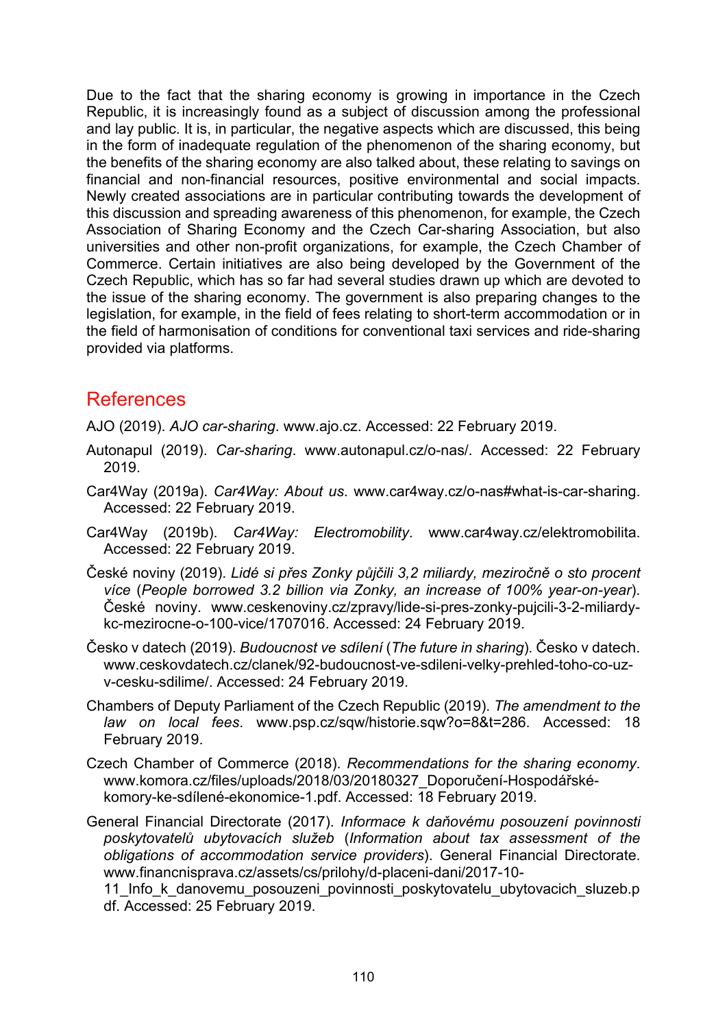Due to the fact that the sharing economy is growing in importance in the Czech Republic, it is increasingly found as a subject of discussion among the professional and lay public. It is, in particular, the negative aspects which are discussed, this being in the form of inadequate regulation of the phenomenon of the sharing economy, but the benefits of the sharing economy are also talked about, these relating to savings on financial and non-financial resources, positive environmental and social impacts. Newly created associations are in particular contributing towards the development of this discussion and spreading awareness of this phenomenon, for example, the Czech Association of Sharing Economy and the Czech Car-sharing Association, but also universities and other non-profit organizations, for example, the Czech Chamber of Commerce. Certain initiatives are also being developed by the Government of the Czech Republic, which has so far had several studies drawn up which are devoted to the issue of the sharing economy. The government is also preparing changes to the legislation, for example, in the field of fees relating to short-term accommodation or in the field of harmonisation of conditions for conventional taxi services and ride-sharing provided via platforms.

## References

AJO (2019). *AJO car-sharing*. www.ajo.cz. Accessed: 22 February 2019.

Autonapul (2019). *Car-sharing*. www.autonapul.cz/o-nas/. Accessed: 22 February 2019.

Car4Way (2019a). *Car4Way: About us*. www.car4way.cz/o-nas#what-is-car-sharing. Accessed: 22 February 2019.

Car4Way (2019b). *Car4Way: Electromobility*. www.car4way.cz/elektromobilita. Accessed: 22 February 2019.

České noviny (2019). *Lidé si přes Zonky půjčili 3,2 miliardy, meziročně o sto procent více* (*People borrowed 3.2 billion via Zonky, an increase of 100% year-on-year*). České noviny. www.ceskenoviny.cz/zpravy/lide-si-pres-zonky-pujcili-3-2-miliardy-kc-mezirocne-o-100-vice/1707016. Accessed: 24 February 2019.

Česko v datech (2019). *Budoucnost ve sdílení* (*The future in sharing*). Česko v datech. www.ceskovdatech.cz/clanek/92-budoucnost-ve-sdileni-velky-prehled-toho-co-uz-v-cesku-sdilime/. Accessed: 24 February 2019.

Chambers of Deputy Parliament of the Czech Republic (2019). *The amendment to the law on local fees*. www.psp.cz/sqw/historie.sqw?o=8&t=286. Accessed: 18 February 2019.

Czech Chamber of Commerce (2018). *Recommendations for the sharing economy*. www.komora.cz/files/uploads/2018/03/20180327_Doporučení-Hospodářské-komory-ke-sdílené-ekonomice-1.pdf. Accessed: 18 February 2019.

General Financial Directorate (2017). *Informace k daňovému posouzení povinnosti poskytovatelů ubytovacích služeb* (*Information about tax assessment of the obligations of accommodation service providers*). General Financial Directorate. www.financnisprava.cz/assets/cs/prilohy/d-placeni-dani/2017-10-11_Info_k_danovemu_posouzeni_povinnosti_poskytovatelu_ubytovacich_sluzeb.pdf. Accessed: 25 February 2019.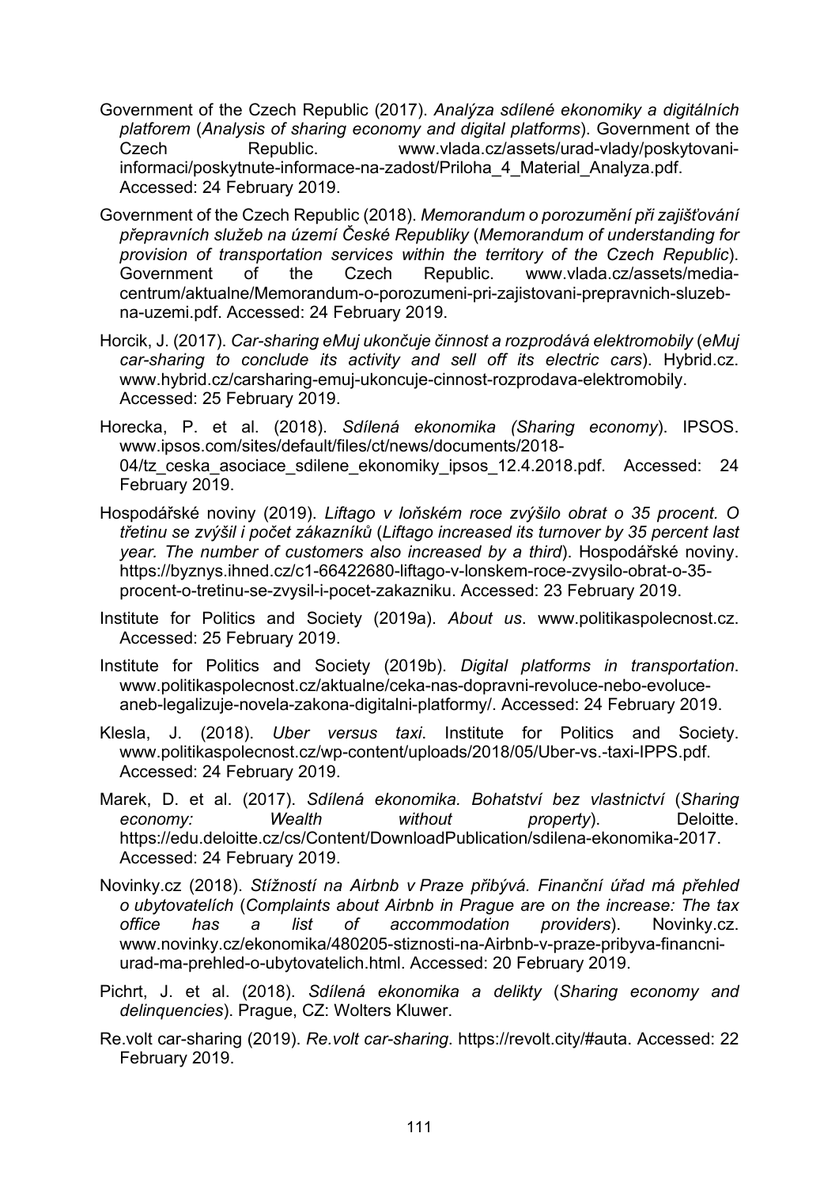Government of the Czech Republic (2017). *Analýza sdílené ekonomiky a digitálních platforem* (*Analysis of sharing economy and digital platforms*). Government of the Czech Republic. www.vlada.cz/assets/urad-vlady/poskytovani-informaci/poskytnute-informace-na-zadost/Priloha_4_Material_Analyza.pdf. Accessed: 24 February 2019.

Government of the Czech Republic (2018). *Memorandum o porozumění při zajišťování přepravních služeb na území České Republiky* (*Memorandum of understanding for provision of transportation services within the territory of the Czech Republic*). Government of the Czech Republic. www.vlada.cz/assets/media-centrum/aktualne/Memorandum-o-porozumeni-pri-zajistovani-prepravnich-sluzeb-na-uzemi.pdf. Accessed: 24 February 2019.

Horcik, J. (2017). *Car-sharing eMuj ukončuje činnost a rozprodává elektromobily* (*eMuj car-sharing to conclude its activity and sell off its electric cars*). Hybrid.cz. www.hybrid.cz/carsharing-emuj-ukoncuje-cinnost-rozprodava-elektromobily. Accessed: 25 February 2019.

Horecka, P. et al. (2018). *Sdílená ekonomika (Sharing economy*). IPSOS. www.ipsos.com/sites/default/files/ct/news/documents/2018-04/tz_ceska_asociace_sdilene_ekonomiky_ipsos_12.4.2018.pdf. Accessed: 24 February 2019.

Hospodářské noviny (2019). *Liftago v loňském roce zvýšilo obrat o 35 procent. O třetinu se zvýšil i počet zákazníků* (*Liftago increased its turnover by 35 percent last year. The number of customers also increased by a third*). Hospodářské noviny. https://byznys.ihned.cz/c1-66422680-liftago-v-lonskem-roce-zvysilo-obrat-o-35-procent-o-tretinu-se-zvysil-i-pocet-zakazniku. Accessed: 23 February 2019.

Institute for Politics and Society (2019a). *About us*. www.politikaspolecnost.cz. Accessed: 25 February 2019.

Institute for Politics and Society (2019b). *Digital platforms in transportation*. www.politikaspolecnost.cz/aktualne/ceka-nas-dopravni-revoluce-nebo-evoluce-aneb-legalizuje-novela-zakona-digitalni-platformy/. Accessed: 24 February 2019.

Klesla, J. (2018). *Uber versus taxi*. Institute for Politics and Society. www.politikaspolecnost.cz/wp-content/uploads/2018/05/Uber-vs.-taxi-IPPS.pdf. Accessed: 24 February 2019.

Marek, D. et al. (2017). *Sdílená ekonomika. Bohatství bez vlastnictví* (*Sharing economy: Wealth without property*). Deloitte. https://edu.deloitte.cz/cs/Content/DownloadPublication/sdilena-ekonomika-2017. Accessed: 24 February 2019.

Novinky.cz (2018). *Stížností na Airbnb v Praze přibývá. Finanční úřad má přehled o ubytovatelích* (*Complaints about Airbnb in Prague are on the increase: The tax office has a list of accommodation providers*). Novinky.cz. www.novinky.cz/ekonomika/480205-stiznosti-na-Airbnb-v-praze-pribyva-financni-urad-ma-prehled-o-ubytovatelich.html. Accessed: 20 February 2019.

Pichrt, J. et al. (2018). *Sdílená ekonomika a delikty* (*Sharing economy and delinquencies*). Prague, CZ: Wolters Kluwer.

Re.volt car-sharing (2019). *Re.volt car-sharing*. https://revolt.city/#auta. Accessed: 22 February 2019.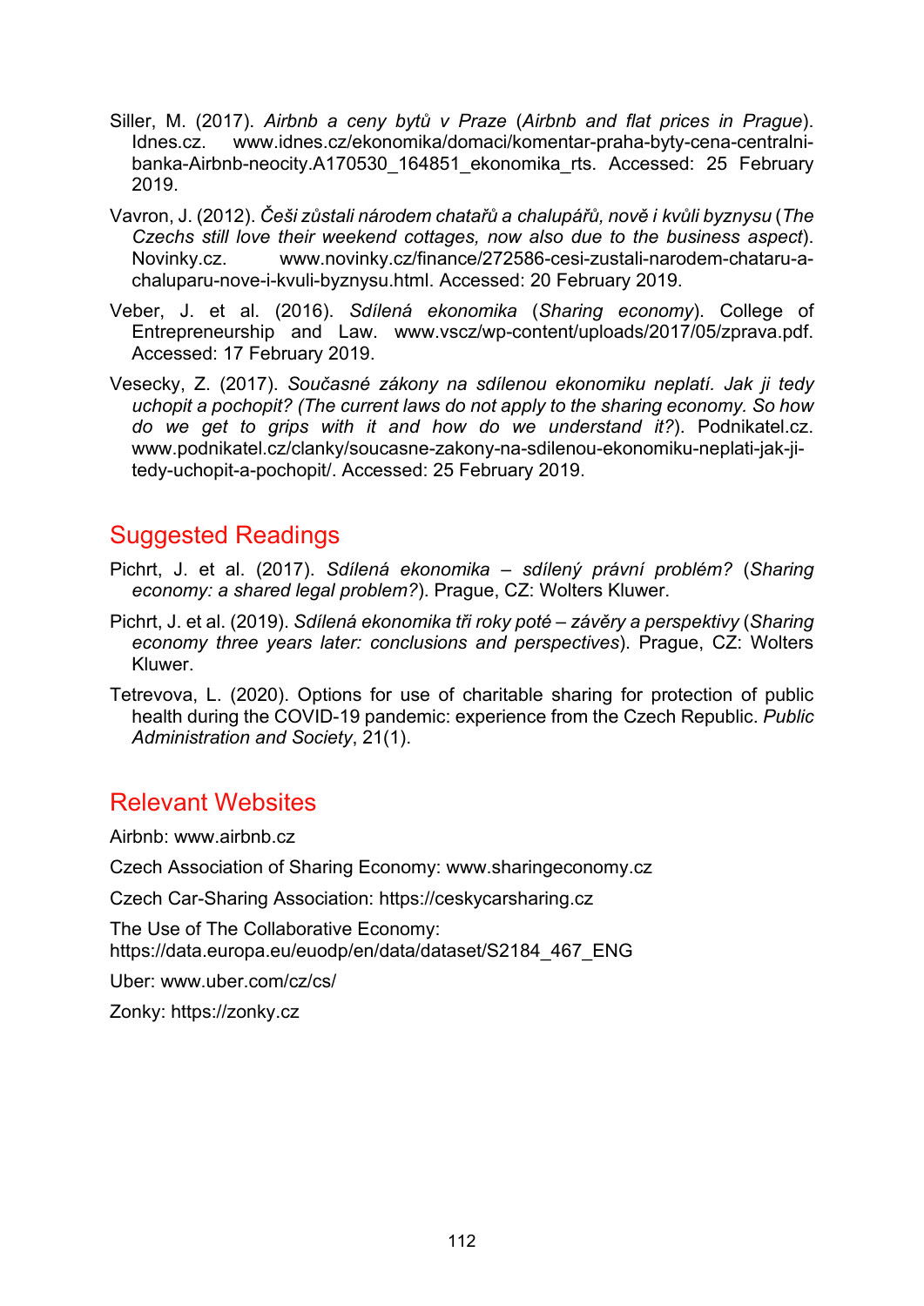Siller, M. (2017). *Airbnb a ceny bytů v Praze* (*Airbnb and flat prices in Prague*). Idnes.cz. www.idnes.cz/ekonomika/domaci/komentar-praha-byty-cena-centralni-banka-Airbnb-neocity.A170530_164851_ekonomika_rts. Accessed: 25 February 2019.

Vavron, J. (2012). *Češi zůstali národem chatařů a chalupářů, nově i kvůli byznysu* (*The Czechs still love their weekend cottages, now also due to the business aspect*). Novinky.cz. www.novinky.cz/finance/272586-cesi-zustali-narodem-chataru-a-chaluparu-nove-i-kvuli-byznysu.html. Accessed: 20 February 2019.

Veber, J. et al. (2016). *Sdílená ekonomika* (*Sharing economy*). College of Entrepreneurship and Law. www.vscz/wp-content/uploads/2017/05/zprava.pdf. Accessed: 17 February 2019.

Vesecky, Z. (2017). *Současné zákony na sdílenou ekonomiku neplatí. Jak ji tedy uchopit a pochopit? (The current laws do not apply to the sharing economy. So how do we get to grips with it and how do we understand it?)*. Podnikatel.cz. www.podnikatel.cz/clanky/soucasne-zakony-na-sdilenou-ekonomiku-neplati-jak-ji-tedy-uchopit-a-pochopit/. Accessed: 25 February 2019.

## Suggested Readings

Pichrt, J. et al. (2017). *Sdílená ekonomika – sdílený právní problém?* (*Sharing economy: a shared legal problem?*). Prague, CZ: Wolters Kluwer.

Pichrt, J. et al. (2019). *Sdílená ekonomika tři roky poté – závěry a perspektivy* (*Sharing economy three years later: conclusions and perspectives*). Prague, CZ: Wolters Kluwer.

Tetrevova, L. (2020). Options for use of charitable sharing for protection of public health during the COVID-19 pandemic: experience from the Czech Republic. *Public Administration and Society*, 21(1).

## Relevant Websites

Airbnb: www.airbnb.cz

Czech Association of Sharing Economy: www.sharingeconomy.cz

Czech Car-Sharing Association: https://ceskycarsharing.cz

The Use of The Collaborative Economy: https://data.europa.eu/euodp/en/data/dataset/S2184_467_ENG

Uber: www.uber.com/cz/cs/

Zonky: https://zonky.cz